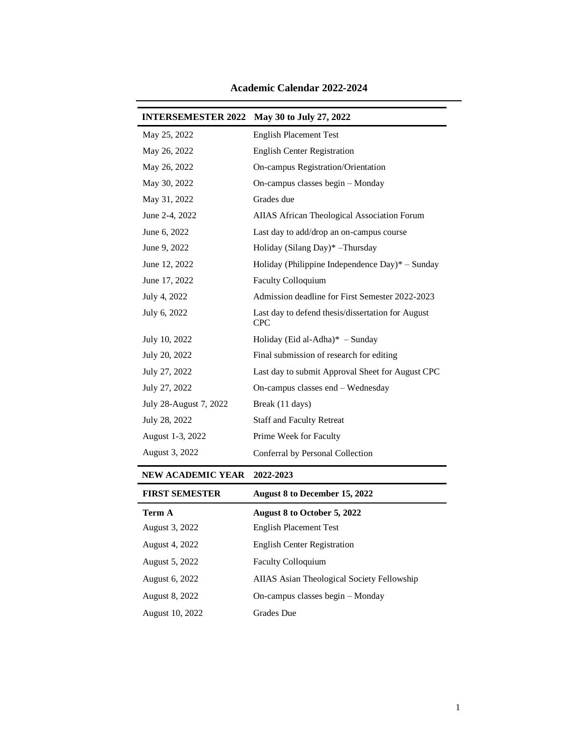# Academic Calendar 2022-2024

| INTERSEMESTER 2022 | May 30 to July 27, 2022 |
|---|---|
| May 25, 2022 | English Placement Test |
| May 26, 2022 | English Center Registration |
| May 26, 2022 | On-campus Registration/Orientation |
| May 30, 2022 | On-campus classes begin – Monday |
| May 31, 2022 | Grades due |
| June 2-4, 2022 | AIIAS African Theological Association Forum |
| June 6, 2022 | Last day to add/drop an on-campus course |
| June 9, 2022 | Holiday (Silang Day)* –Thursday |
| June 12, 2022 | Holiday (Philippine Independence Day)* – Sunday |
| June 17, 2022 | Faculty Colloquium |
| July 4, 2022 | Admission deadline for First Semester 2022-2023 |
| July 6, 2022 | Last day to defend thesis/dissertation for August CPC |
| July 10, 2022 | Holiday (Eid al-Adha)* – Sunday |
| July 20, 2022 | Final submission of research for editing |
| July 27, 2022 | Last day to submit Approval Sheet for August CPC |
| July 27, 2022 | On-campus classes end – Wednesday |
| July 28-August 7, 2022 | Break (11 days) |
| July 28, 2022 | Staff and Faculty Retreat |
| August 1-3, 2022 | Prime Week for Faculty |
| August 3, 2022 | Conferral by Personal Collection |

| NEW ACADEMIC YEAR | 2022-2023 |
|---|---|
| **FIRST SEMESTER** | **August 8 to December 15, 2022** |
| **Term A** | **August 8 to October 5, 2022** |
| August 3, 2022 | English Placement Test |
| August 4, 2022 | English Center Registration |
| August 5, 2022 | Faculty Colloquium |
| August 6, 2022 | AIIAS Asian Theological Society Fellowship |
| August 8, 2022 | On-campus classes begin – Monday |
| August 10, 2022 | Grades Due |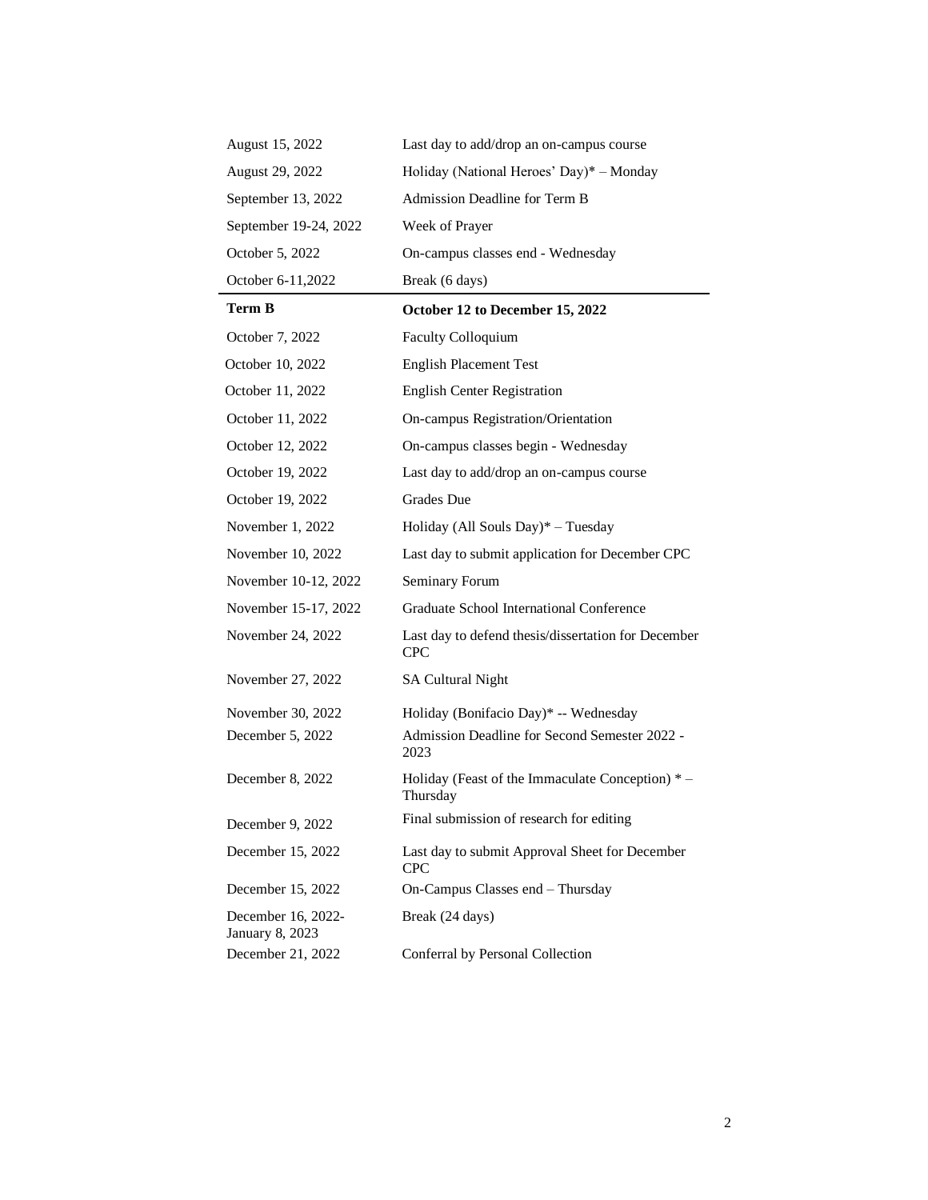| | |
|---|---|
| August 15, 2022 | Last day to add/drop an on-campus course |
| August 29, 2022 | Holiday (National Heroes' Day)* – Monday |
| September 13, 2022 | Admission Deadline for Term B |
| September 19-24, 2022 | Week of Prayer |
| October 5, 2022 | On-campus classes end - Wednesday |
| October 6-11,2022 | Break (6 days) |
| **Term B** | **October 12 to December 15, 2022** |
| October 7, 2022 | Faculty Colloquium |
| October 10, 2022 | English Placement Test |
| October 11, 2022 | English Center Registration |
| October 11, 2022 | On-campus Registration/Orientation |
| October 12, 2022 | On-campus classes begin - Wednesday |
| October 19, 2022 | Last day to add/drop an on-campus course |
| October 19, 2022 | Grades Due |
| November 1, 2022 | Holiday (All Souls Day)* – Tuesday |
| November 10, 2022 | Last day to submit application for December CPC |
| November 10-12, 2022 | Seminary Forum |
| November 15-17, 2022 | Graduate School International Conference |
| November 24, 2022 | Last day to defend thesis/dissertation for December CPC |
| November 27, 2022 | SA Cultural Night |
| November 30, 2022 | Holiday (Bonifacio Day)* -- Wednesday |
| December 5, 2022 | Admission Deadline for Second Semester 2022 - 2023 |
| December 8, 2022 | Holiday (Feast of the Immaculate Conception) * – Thursday |
| December 9, 2022 | Final submission of research for editing |
| December 15, 2022 | Last day to submit Approval Sheet for December CPC |
| December 15, 2022 | On-Campus Classes end – Thursday |
| December 16, 2022-January 8, 2023 | Break (24 days) |
| December 21, 2022 | Conferral by Personal Collection |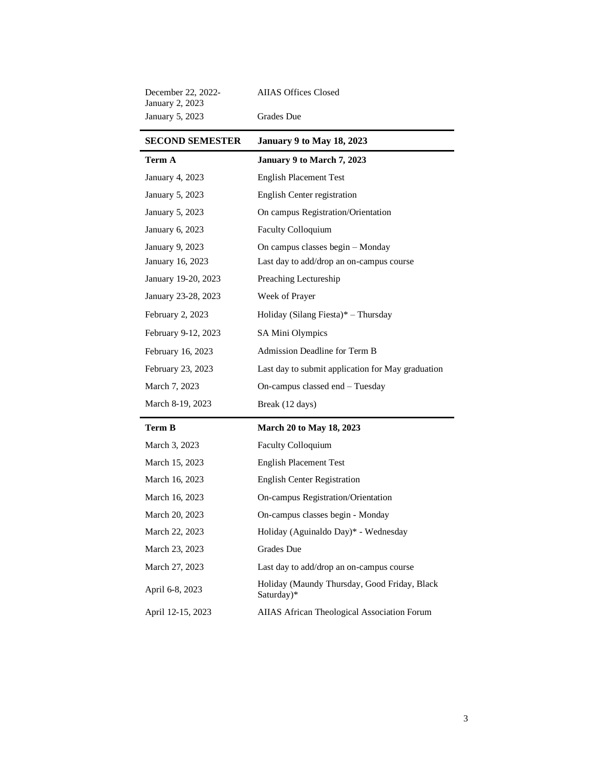| | |
|---|---|
| December 22, 2022-January 2, 2023 | AIIAS Offices Closed |
| January 5, 2023 | Grades Due |

| **SECOND SEMESTER** | **January 9 to May 18, 2023** |
|---|---|
| **Term A** | **January 9 to March 7, 2023** |
| January 4, 2023 | English Placement Test |
| January 5, 2023 | English Center registration |
| January 5, 2023 | On campus Registration/Orientation |
| January 6, 2023 | Faculty Colloquium |
| January 9, 2023 | On campus classes begin – Monday |
| January 16, 2023 | Last day to add/drop an on-campus course |
| January 19-20, 2023 | Preaching Lectureship |
| January 23-28, 2023 | Week of Prayer |
| February 2, 2023 | Holiday (Silang Fiesta)* – Thursday |
| February 9-12, 2023 | SA Mini Olympics |
| February 16, 2023 | Admission Deadline for Term B |
| February 23, 2023 | Last day to submit application for May graduation |
| March 7, 2023 | On-campus classed end – Tuesday |
| March 8-19, 2023 | Break (12 days) |
| **Term B** | **March 20 to May 18, 2023** |
| March 3, 2023 | Faculty Colloquium |
| March 15, 2023 | English Placement Test |
| March 16, 2023 | English Center Registration |
| March 16, 2023 | On-campus Registration/Orientation |
| March 20, 2023 | On-campus classes begin - Monday |
| March 22, 2023 | Holiday (Aguinaldo Day)* - Wednesday |
| March 23, 2023 | Grades Due |
| March 27, 2023 | Last day to add/drop an on-campus course |
| April 6-8, 2023 | Holiday (Maundy Thursday, Good Friday, Black Saturday)* |
| April 12-15, 2023 | AIIAS African Theological Association Forum |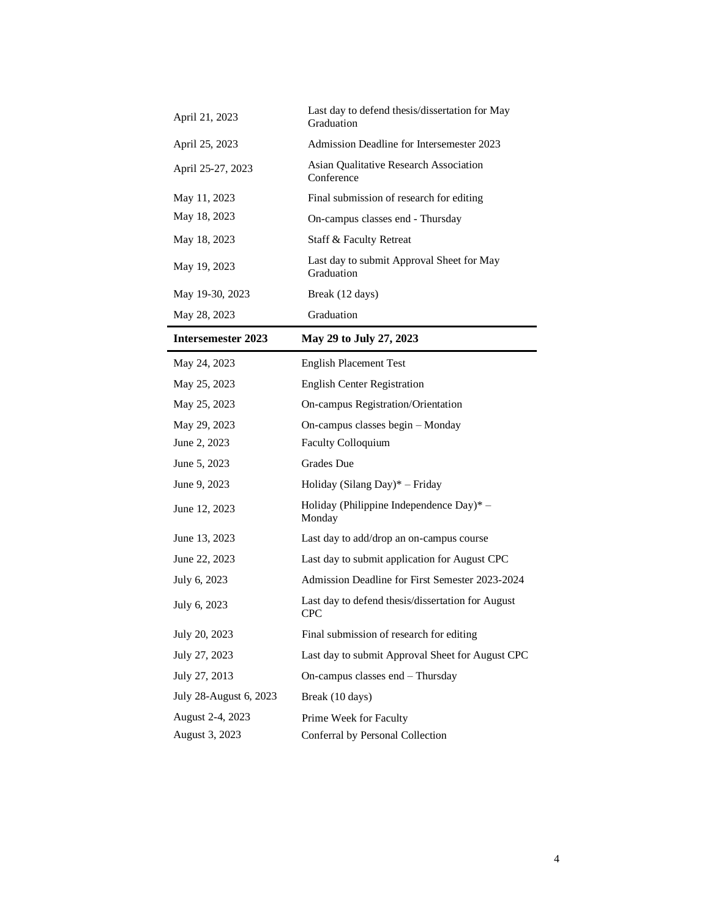| | |
|---|---|
| April 21, 2023 | Last day to defend thesis/dissertation for May Graduation |
| April 25, 2023 | Admission Deadline for Intersemester 2023 |
| April 25-27, 2023 | Asian Qualitative Research Association Conference |
| May 11, 2023 | Final submission of research for editing |
| May 18, 2023 | On-campus classes end - Thursday |
| May 18, 2023 | Staff & Faculty Retreat |
| May 19, 2023 | Last day to submit Approval Sheet for May Graduation |
| May 19-30, 2023 | Break (12 days) |
| May 28, 2023 | Graduation |

| **Intersemester 2023** | **May 29 to July 27, 2023** |
|---|---|
| May 24, 2023 | English Placement Test |
| May 25, 2023 | English Center Registration |
| May 25, 2023 | On-campus Registration/Orientation |
| May 29, 2023 | On-campus classes begin – Monday |
| June 2, 2023 | Faculty Colloquium |
| June 5, 2023 | Grades Due |
| June 9, 2023 | Holiday (Silang Day)* – Friday |
| June 12, 2023 | Holiday (Philippine Independence Day)* – Monday |
| June 13, 2023 | Last day to add/drop an on-campus course |
| June 22, 2023 | Last day to submit application for August CPC |
| July 6, 2023 | Admission Deadline for First Semester 2023-2024 |
| July 6, 2023 | Last day to defend thesis/dissertation for August CPC |
| July 20, 2023 | Final submission of research for editing |
| July 27, 2023 | Last day to submit Approval Sheet for August CPC |
| July 27, 2013 | On-campus classes end – Thursday |
| July 28-August 6, 2023 | Break (10 days) |
| August 2-4, 2023 | Prime Week for Faculty |
| August 3, 2023 | Conferral by Personal Collection |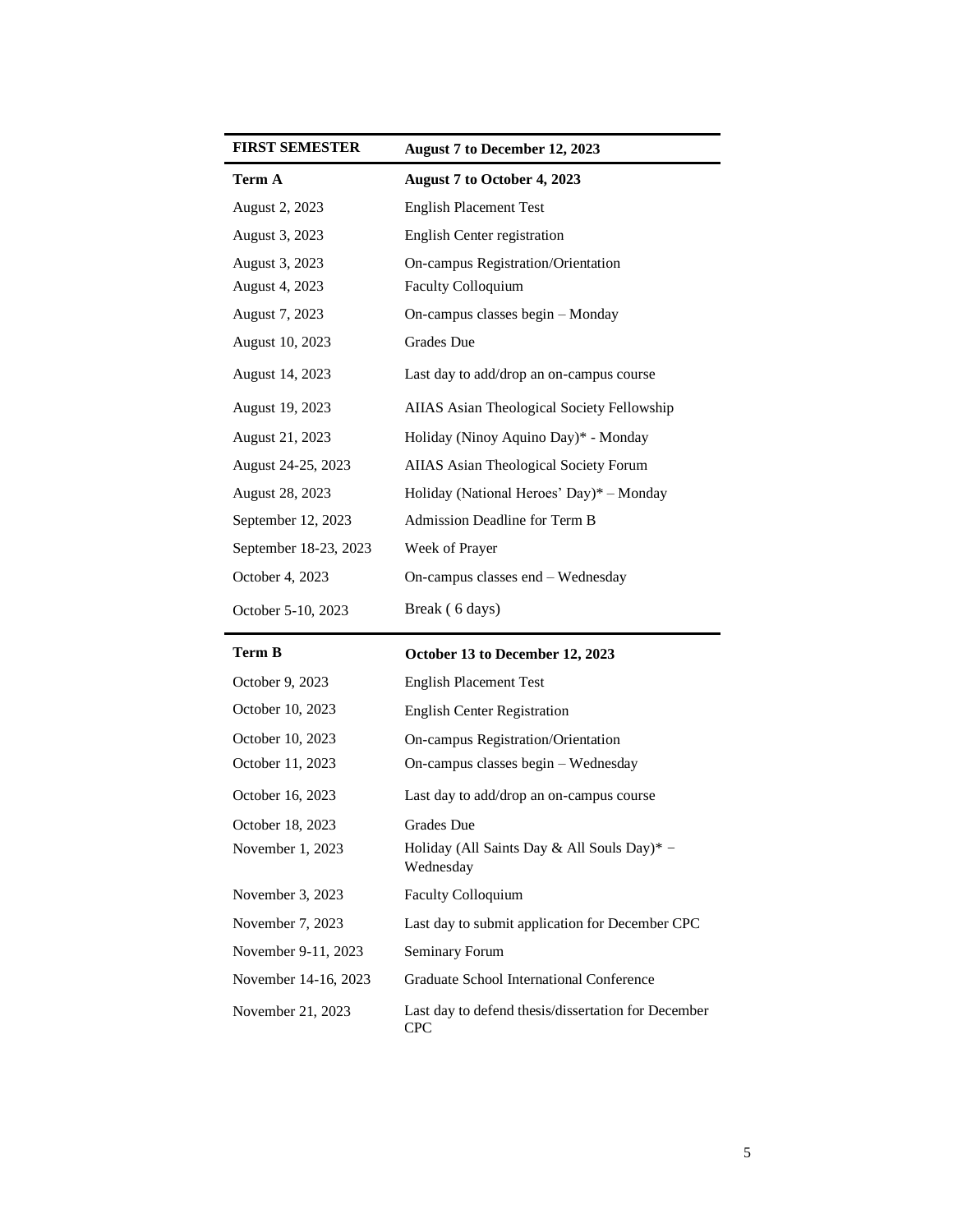| FIRST SEMESTER | August 7 to December 12, 2023 |
|---|---|
| **Term A** | **August 7 to October 4, 2023** |
| August 2, 2023 | English Placement Test |
| August 3, 2023 | English Center registration |
| August 3, 2023 | On-campus Registration/Orientation |
| August 4, 2023 | Faculty Colloquium |
| August 7, 2023 | On-campus classes begin – Monday |
| August 10, 2023 | Grades Due |
| August 14, 2023 | Last day to add/drop an on-campus course |
| August 19, 2023 | AIIAS Asian Theological Society Fellowship |
| August 21, 2023 | Holiday (Ninoy Aquino Day)* - Monday |
| August 24-25, 2023 | AIIAS Asian Theological Society Forum |
| August 28, 2023 | Holiday (National Heroes' Day)* – Monday |
| September 12, 2023 | Admission Deadline for Term B |
| September 18-23, 2023 | Week of Prayer |
| October 4, 2023 | On-campus classes end – Wednesday |
| October 5-10, 2023 | Break ( 6 days) |
| **Term B** | **October 13 to December 12, 2023** |
| October 9, 2023 | English Placement Test |
| October 10, 2023 | English Center Registration |
| October 10, 2023 | On-campus Registration/Orientation |
| October 11, 2023 | On-campus classes begin – Wednesday |
| October 16, 2023 | Last day to add/drop an on-campus course |
| October 18, 2023 | Grades Due |
| November 1, 2023 | Holiday (All Saints Day & All Souls Day)* – Wednesday |
| November 3, 2023 | Faculty Colloquium |
| November 7, 2023 | Last day to submit application for December CPC |
| November 9-11, 2023 | Seminary Forum |
| November 14-16, 2023 | Graduate School International Conference |
| November 21, 2023 | Last day to defend thesis/dissertation for December CPC |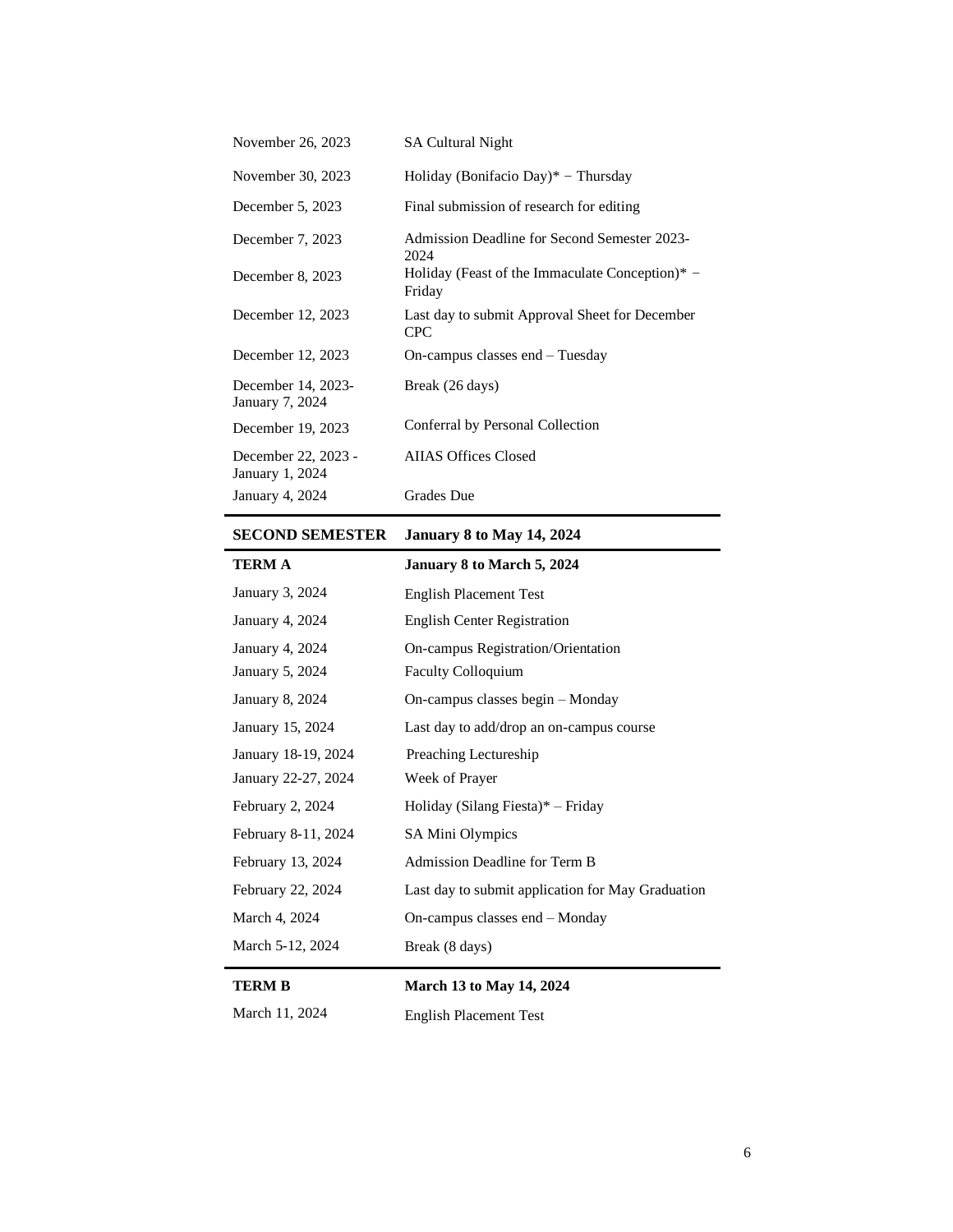| | |
|---|---|
| November 26, 2023 | SA Cultural Night |
| November 30, 2023 | Holiday (Bonifacio Day)* − Thursday |
| December 5, 2023 | Final submission of research for editing |
| December 7, 2023 | Admission Deadline for Second Semester 2023-2024 |
| December 8, 2023 | Holiday (Feast of the Immaculate Conception)* − Friday |
| December 12, 2023 | Last day to submit Approval Sheet for December CPC |
| December 12, 2023 | On-campus classes end – Tuesday |
| December 14, 2023-January 7, 2024 | Break (26 days) |
| December 19, 2023 | Conferral by Personal Collection |
| December 22, 2023 - January 1, 2024 | AIIAS Offices Closed |
| January 4, 2024 | Grades Due |

| **SECOND SEMESTER** | **January 8 to May 14, 2024** |
|---|---|
| **TERM A** | **January 8 to March 5, 2024** |
| January 3, 2024 | English Placement Test |
| January 4, 2024 | English Center Registration |
| January 4, 2024 | On-campus Registration/Orientation |
| January 5, 2024 | Faculty Colloquium |
| January 8, 2024 | On-campus classes begin – Monday |
| January 15, 2024 | Last day to add/drop an on-campus course |
| January 18-19, 2024 | Preaching Lectureship |
| January 22-27, 2024 | Week of Prayer |
| February 2, 2024 | Holiday (Silang Fiesta)* – Friday |
| February 8-11, 2024 | SA Mini Olympics |
| February 13, 2024 | Admission Deadline for Term B |
| February 22, 2024 | Last day to submit application for May Graduation |
| March 4, 2024 | On-campus classes end – Monday |
| March 5-12, 2024 | Break (8 days) |

| **TERM B** | **March 13 to May 14, 2024** |
|---|---|
| March 11, 2024 | English Placement Test |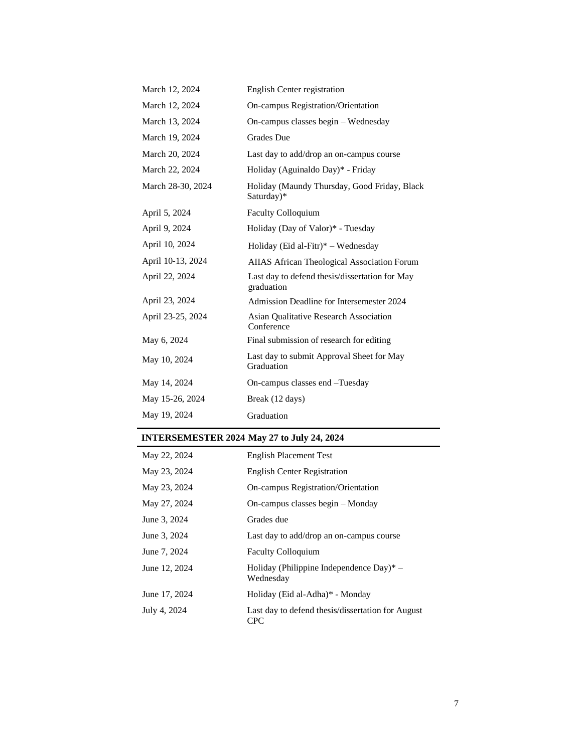| | |
|---|---|
| March 12, 2024 | English Center registration |
| March 12, 2024 | On-campus Registration/Orientation |
| March 13, 2024 | On-campus classes begin – Wednesday |
| March 19, 2024 | Grades Due |
| March 20, 2024 | Last day to add/drop an on-campus course |
| March 22, 2024 | Holiday (Aguinaldo Day)* - Friday |
| March 28-30, 2024 | Holiday (Maundy Thursday, Good Friday, Black Saturday)* |
| April 5, 2024 | Faculty Colloquium |
| April 9, 2024 | Holiday (Day of Valor)* - Tuesday |
| April 10, 2024 | Holiday (Eid al-Fitr)* – Wednesday |
| April 10-13, 2024 | AIIAS African Theological Association Forum |
| April 22, 2024 | Last day to defend thesis/dissertation for May graduation |
| April 23, 2024 | Admission Deadline for Intersemester 2024 |
| April 23-25, 2024 | Asian Qualitative Research Association Conference |
| May 6, 2024 | Final submission of research for editing |
| May 10, 2024 | Last day to submit Approval Sheet for May Graduation |
| May 14, 2024 | On-campus classes end –Tuesday |
| May 15-26, 2024 | Break (12 days) |
| May 19, 2024 | Graduation |

**INTERSEMESTER 2024 May 27 to July 24, 2024**

| | |
|---|---|
| May 22, 2024 | English Placement Test |
| May 23, 2024 | English Center Registration |
| May 23, 2024 | On-campus Registration/Orientation |
| May 27, 2024 | On-campus classes begin – Monday |
| June 3, 2024 | Grades due |
| June 3, 2024 | Last day to add/drop an on-campus course |
| June 7, 2024 | Faculty Colloquium |
| June 12, 2024 | Holiday (Philippine Independence Day)* – Wednesday |
| June 17, 2024 | Holiday (Eid al-Adha)* - Monday |
| July 4, 2024 | Last day to defend thesis/dissertation for August CPC |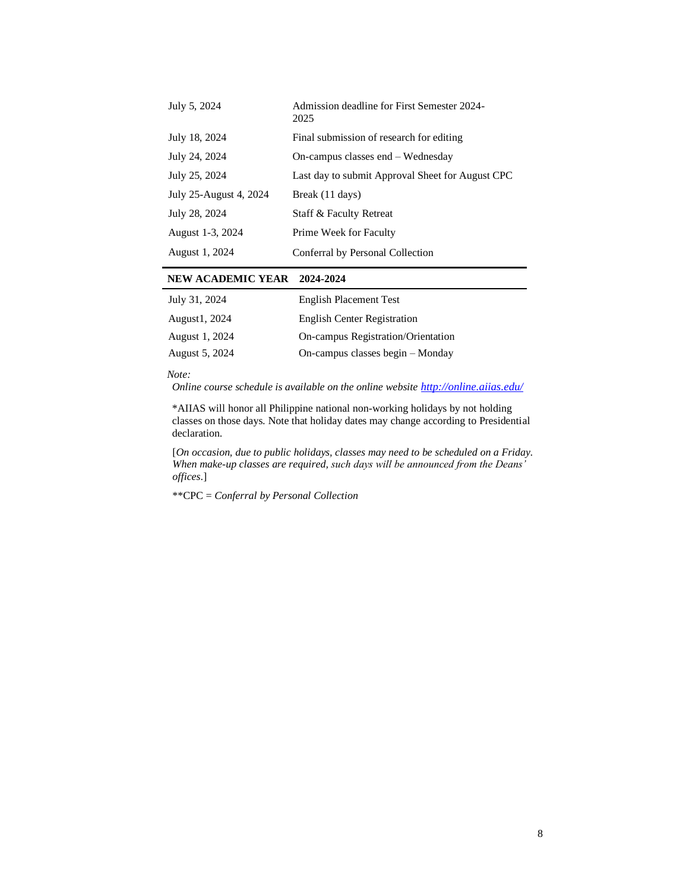| | |
|---|---|
| July 5, 2024 | Admission deadline for First Semester 2024-2025 |
| July 18, 2024 | Final submission of research for editing |
| July 24, 2024 | On-campus classes end – Wednesday |
| July 25, 2024 | Last day to submit Approval Sheet for August CPC |
| July 25-August 4, 2024 | Break (11 days) |
| July 28, 2024 | Staff & Faculty Retreat |
| August 1-3, 2024 | Prime Week for Faculty |
| August 1, 2024 | Conferral by Personal Collection |

| **NEW ACADEMIC YEAR** | **2024-2024** |
|---|---|
| July 31, 2024 | English Placement Test |
| August1, 2024 | English Center Registration |
| August 1, 2024 | On-campus Registration/Orientation |
| August 5, 2024 | On-campus classes begin – Monday |

*Note:*

*Online course schedule is available on the online website [http://online.aiias.edu/](http://online.aiias.edu/)*

*AIIAS will honor all Philippine national non-working holidays by not holding classes on those days. Note that holiday dates may change according to Presidential declaration.

[*On occasion, due to public holidays, classes may need to be scheduled on a Friday. When make-up classes are required, such days will be announced from the Deans' offices*.]

**CPC = *Conferral by Personal Collection*